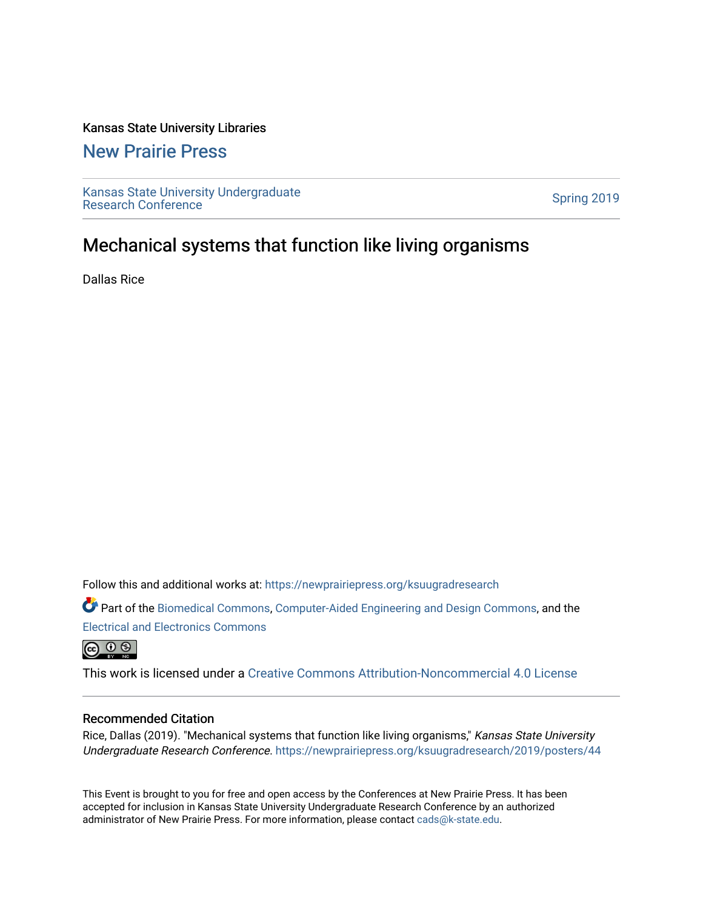Kansas State University Libraries

## New Prairie Press

Kansas State University Undergraduate Research Conference

Spring 2019

# Mechanical systems that function like living organisms

Dallas Rice

Follow this and additional works at: https://newprairiepress.org/ksuugradresearch

Part of the Biomedical Commons, Computer-Aided Engineering and Design Commons, and the Electrical and Electronics Commons

This work is licensed under a Creative Commons Attribution-Noncommercial 4.0 License

### Recommended Citation

Rice, Dallas (2019). "Mechanical systems that function like living organisms," *Kansas State University Undergraduate Research Conference*. https://newprairiepress.org/ksuugradresearch/2019/posters/44

This Event is brought to you for free and open access by the Conferences at New Prairie Press. It has been accepted for inclusion in Kansas State University Undergraduate Research Conference by an authorized administrator of New Prairie Press. For more information, please contact cads@k-state.edu.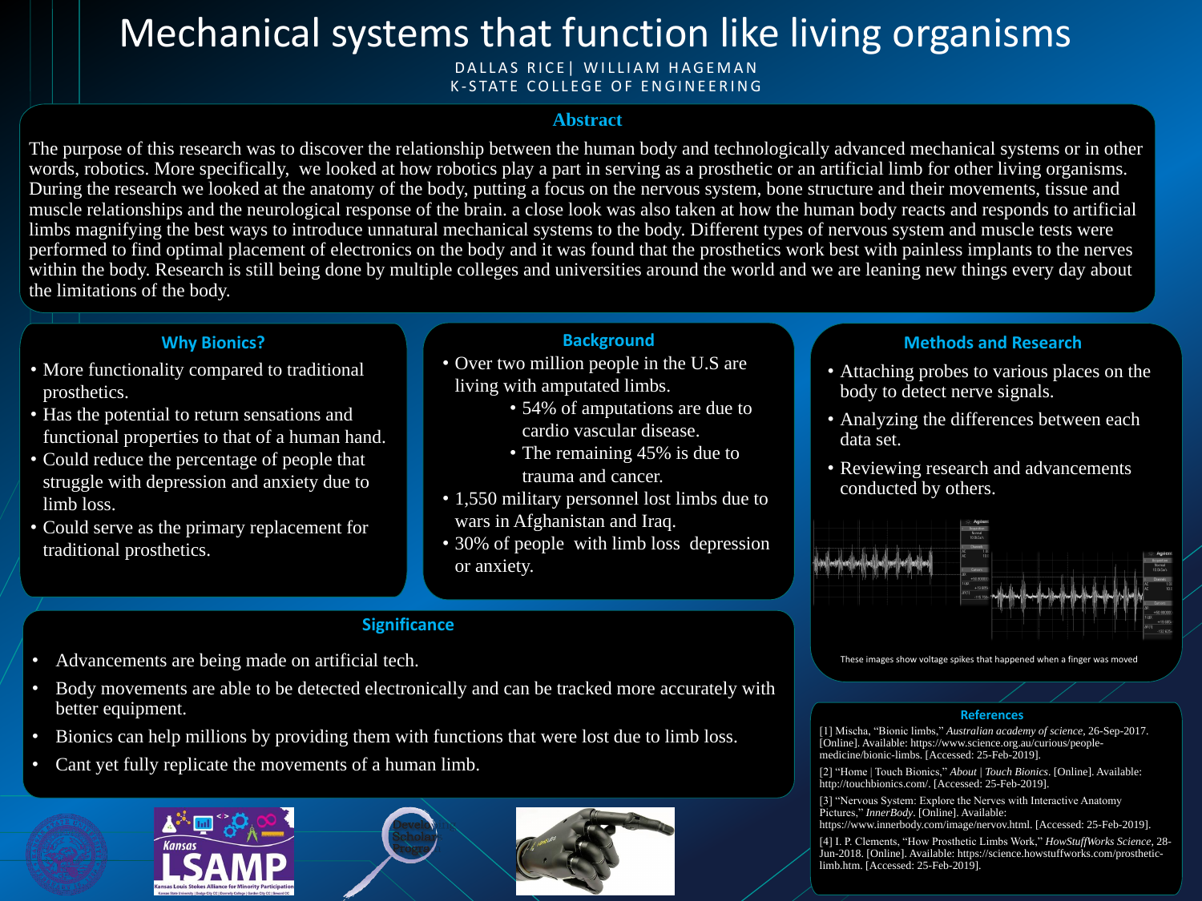# Mechanical systems that function like living organisms

DALLAS RICE| WILLIAM HAGEMAN
K-STATE COLLEGE OF ENGINEERING

## Abstract

The purpose of this research was to discover the relationship between the human body and technologically advanced mechanical systems or in other words, robotics. More specifically, we looked at how robotics play a part in serving as a prosthetic or an artificial limb for other living organisms. During the research we looked at the anatomy of the body, putting a focus on the nervous system, bone structure and their movements, tissue and muscle relationships and the neurological response of the brain. a close look was also taken at how the human body reacts and responds to artificial limbs magnifying the best ways to introduce unnatural mechanical systems to the body. Different types of nervous system and muscle tests were performed to find optimal placement of electronics on the body and it was found that the prosthetics work best with painless implants to the nerves within the body. Research is still being done by multiple colleges and universities around the world and we are leaning new things every day about the limitations of the body.

## Why Bionics?

- More functionality compared to traditional prosthetics.
- Has the potential to return sensations and functional properties to that of a human hand.
- Could reduce the percentage of people that struggle with depression and anxiety due to limb loss.
- Could serve as the primary replacement for traditional prosthetics.

## Background

- Over two million people in the U.S are living with amputated limbs.
  - 54% of amputations are due to cardio vascular disease.
  - The remaining 45% is due to trauma and cancer.
- 1,550 military personnel lost limbs due to wars in Afghanistan and Iraq.
- 30% of people with limb loss depression or anxiety.

## Methods and Research

- Attaching probes to various places on the body to detect nerve signals.
- Analyzing the differences between each data set.
- Reviewing research and advancements conducted by others.

These images show voltage spikes that happened when a finger was moved

## Significance

- Advancements are being made on artificial tech.
- Body movements are able to be detected electronically and can be tracked more accurately with better equipment.
- Bionics can help millions by providing them with functions that were lost due to limb loss.
- Cant yet fully replicate the movements of a human limb.

## References

[1] Mischa, "Bionic limbs," *Australian academy of science*, 26-Sep-2017. [Online]. Available: https://www.science.org.au/curious/people-medicine/bionic-limbs. [Accessed: 25-Feb-2019].

[2] "Home | Touch Bionics," *About | Touch Bionics*. [Online]. Available: http://touchbionics.com/. [Accessed: 25-Feb-2019].

[3] "Nervous System: Explore the Nerves with Interactive Anatomy Pictures," *InnerBody*. [Online]. Available: https://www.innerbody.com/image/nervov.html. [Accessed: 25-Feb-2019].

[4] I. P. Clements, "How Prosthetic Limbs Work," *HowStuffWorks Science*, 28-Jun-2018. [Online]. Available: https://science.howstuffworks.com/prosthetic-limb.htm. [Accessed: 25-Feb-2019].